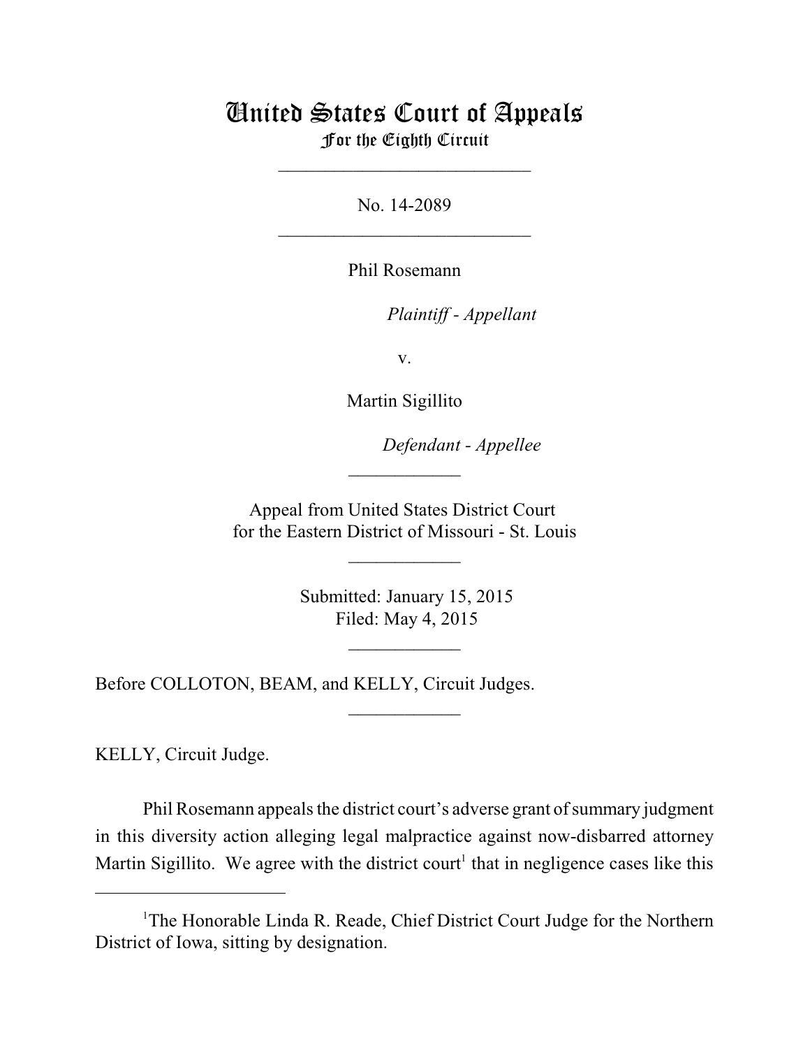# United States Court of Appeals
## For the Eighth Circuit

---

No. 14-2089

---

Phil Rosemann

*Plaintiff - Appellant*

v.

Martin Sigillito

*Defendant - Appellee*

---

Appeal from United States District Court
for the Eastern District of Missouri - St. Louis

---

Submitted: January 15, 2015
Filed: May 4, 2015

---

Before COLLOTON, BEAM, and KELLY, Circuit Judges.

---

KELLY, Circuit Judge.

Phil Rosemann appeals the district court's adverse grant of summary judgment in this diversity action alleging legal malpractice against now-disbarred attorney Martin Sigillito. We agree with the district court[1] that in negligence cases like this

---

[1]The Honorable Linda R. Reade, Chief District Court Judge for the Northern District of Iowa, sitting by designation.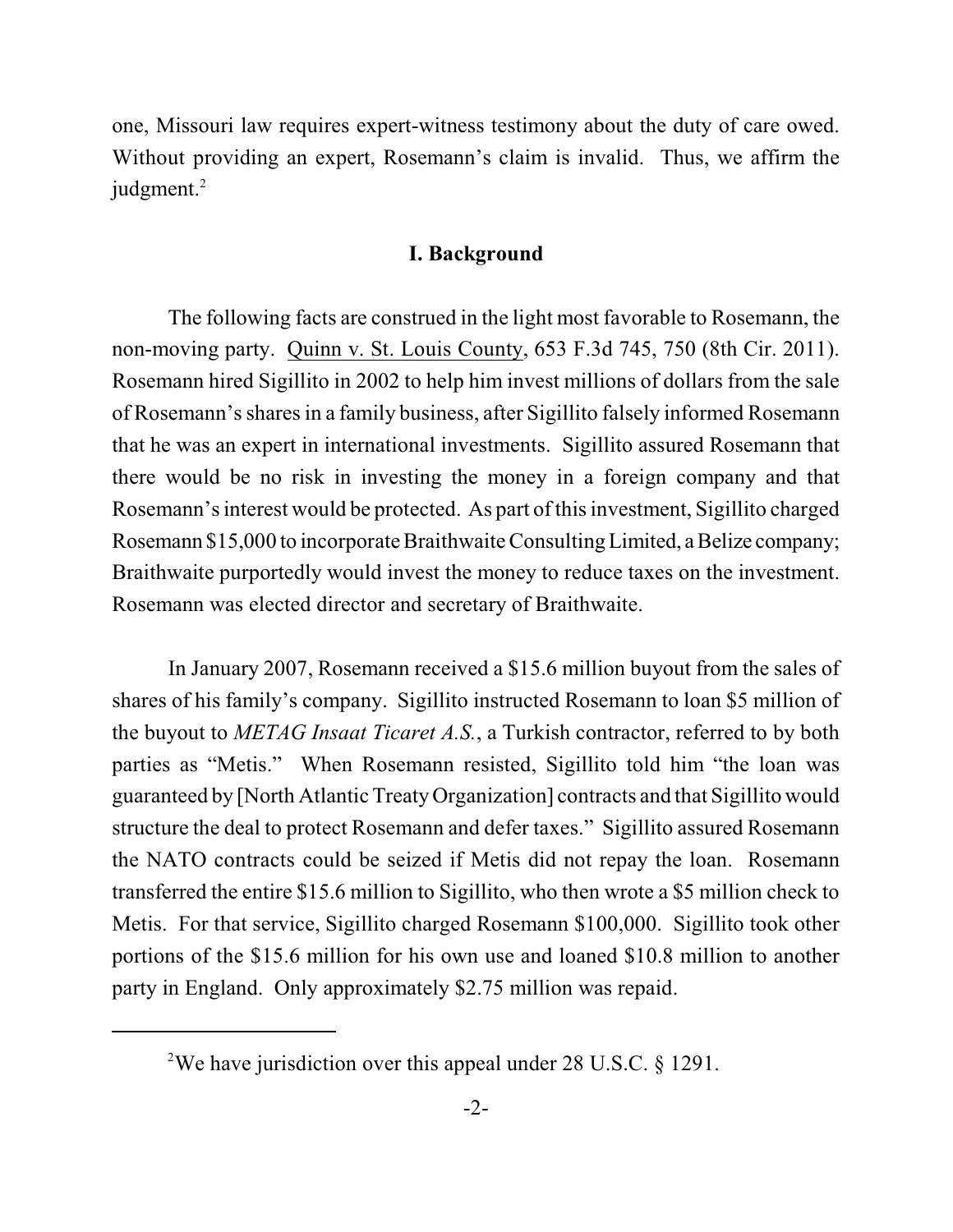one, Missouri law requires expert-witness testimony about the duty of care owed. Without providing an expert, Rosemann's claim is invalid. Thus, we affirm the judgment.[2]

## I. Background

The following facts are construed in the light most favorable to Rosemann, the non-moving party. Quinn v. St. Louis County, 653 F.3d 745, 750 (8th Cir. 2011). Rosemann hired Sigillito in 2002 to help him invest millions of dollars from the sale of Rosemann's shares in a family business, after Sigillito falsely informed Rosemann that he was an expert in international investments. Sigillito assured Rosemann that there would be no risk in investing the money in a foreign company and that Rosemann's interest would be protected. As part of this investment, Sigillito charged Rosemann $15,000 to incorporate Braithwaite Consulting Limited, a Belize company; Braithwaite purportedly would invest the money to reduce taxes on the investment. Rosemann was elected director and secretary of Braithwaite.

In January 2007, Rosemann received a $15.6 million buyout from the sales of shares of his family's company. Sigillito instructed Rosemann to loan $5 million of the buyout to *METAG Insaat Ticaret A.S.*, a Turkish contractor, referred to by both parties as "Metis." When Rosemann resisted, Sigillito told him "the loan was guaranteed by [North Atlantic Treaty Organization] contracts and that Sigillito would structure the deal to protect Rosemann and defer taxes." Sigillito assured Rosemann the NATO contracts could be seized if Metis did not repay the loan. Rosemann transferred the entire $15.6 million to Sigillito, who then wrote a $5 million check to Metis. For that service, Sigillito charged Rosemann $100,000. Sigillito took other portions of the $15.6 million for his own use and loaned $10.8 million to another party in England. Only approximately $2.75 million was repaid.

---

[2] We have jurisdiction over this appeal under 28 U.S.C. § 1291.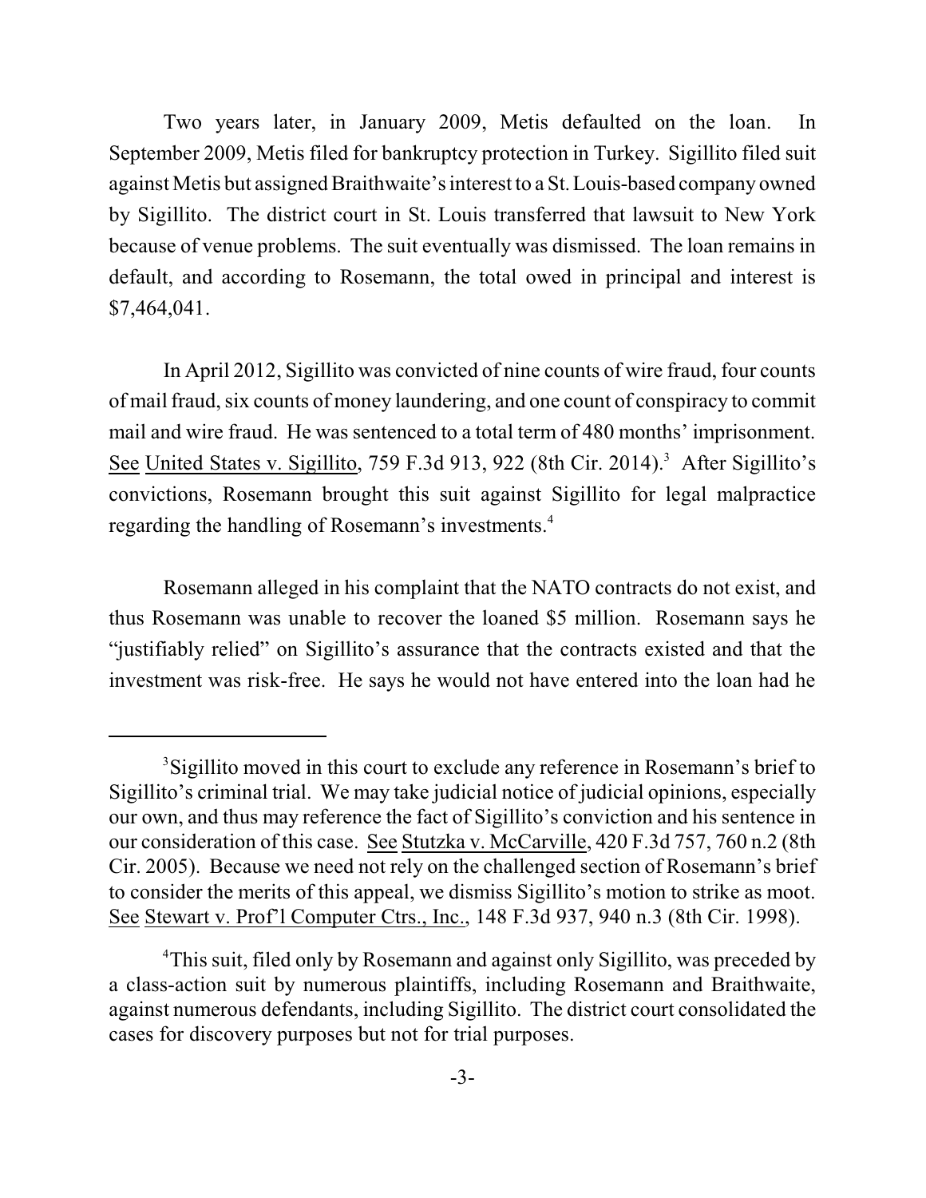Two years later, in January 2009, Metis defaulted on the loan. In September 2009, Metis filed for bankruptcy protection in Turkey. Sigillito filed suit against Metis but assigned Braithwaite's interest to a St. Louis-based company owned by Sigillito. The district court in St. Louis transferred that lawsuit to New York because of venue problems. The suit eventually was dismissed. The loan remains in default, and according to Rosemann, the total owed in principal and interest is $7,464,041.

In April 2012, Sigillito was convicted of nine counts of wire fraud, four counts of mail fraud, six counts of money laundering, and one count of conspiracy to commit mail and wire fraud. He was sentenced to a total term of 480 months' imprisonment. See United States v. Sigillito, 759 F.3d 913, 922 (8th Cir. 2014).[3] After Sigillito's convictions, Rosemann brought this suit against Sigillito for legal malpractice regarding the handling of Rosemann's investments.[4]

Rosemann alleged in his complaint that the NATO contracts do not exist, and thus Rosemann was unable to recover the loaned $5 million. Rosemann says he "justifiably relied" on Sigillito's assurance that the contracts existed and that the investment was risk-free. He says he would not have entered into the loan had he

---

[3] Sigillito moved in this court to exclude any reference in Rosemann's brief to Sigillito's criminal trial. We may take judicial notice of judicial opinions, especially our own, and thus may reference the fact of Sigillito's conviction and his sentence in our consideration of this case. See Stutzka v. McCarville, 420 F.3d 757, 760 n.2 (8th Cir. 2005). Because we need not rely on the challenged section of Rosemann's brief to consider the merits of this appeal, we dismiss Sigillito's motion to strike as moot. See Stewart v. Prof'l Computer Ctrs., Inc., 148 F.3d 937, 940 n.3 (8th Cir. 1998).

[4] This suit, filed only by Rosemann and against only Sigillito, was preceded by a class-action suit by numerous plaintiffs, including Rosemann and Braithwaite, against numerous defendants, including Sigillito. The district court consolidated the cases for discovery purposes but not for trial purposes.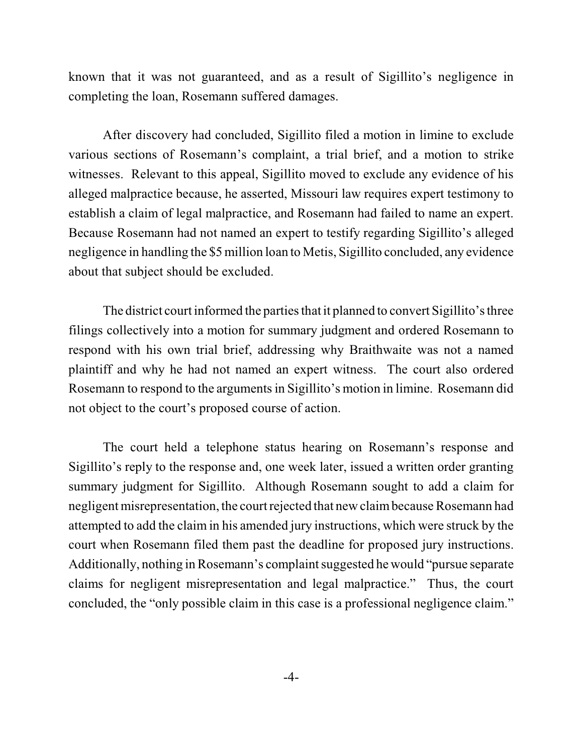known that it was not guaranteed, and as a result of Sigillito's negligence in completing the loan, Rosemann suffered damages.

After discovery had concluded, Sigillito filed a motion in limine to exclude various sections of Rosemann's complaint, a trial brief, and a motion to strike witnesses. Relevant to this appeal, Sigillito moved to exclude any evidence of his alleged malpractice because, he asserted, Missouri law requires expert testimony to establish a claim of legal malpractice, and Rosemann had failed to name an expert. Because Rosemann had not named an expert to testify regarding Sigillito's alleged negligence in handling the $5 million loan to Metis, Sigillito concluded, any evidence about that subject should be excluded.

The district court informed the parties that it planned to convert Sigillito's three filings collectively into a motion for summary judgment and ordered Rosemann to respond with his own trial brief, addressing why Braithwaite was not a named plaintiff and why he had not named an expert witness. The court also ordered Rosemann to respond to the arguments in Sigillito's motion in limine. Rosemann did not object to the court's proposed course of action.

The court held a telephone status hearing on Rosemann's response and Sigillito's reply to the response and, one week later, issued a written order granting summary judgment for Sigillito. Although Rosemann sought to add a claim for negligent misrepresentation, the court rejected that new claim because Rosemann had attempted to add the claim in his amended jury instructions, which were struck by the court when Rosemann filed them past the deadline for proposed jury instructions. Additionally, nothing in Rosemann's complaint suggested he would "pursue separate claims for negligent misrepresentation and legal malpractice." Thus, the court concluded, the "only possible claim in this case is a professional negligence claim."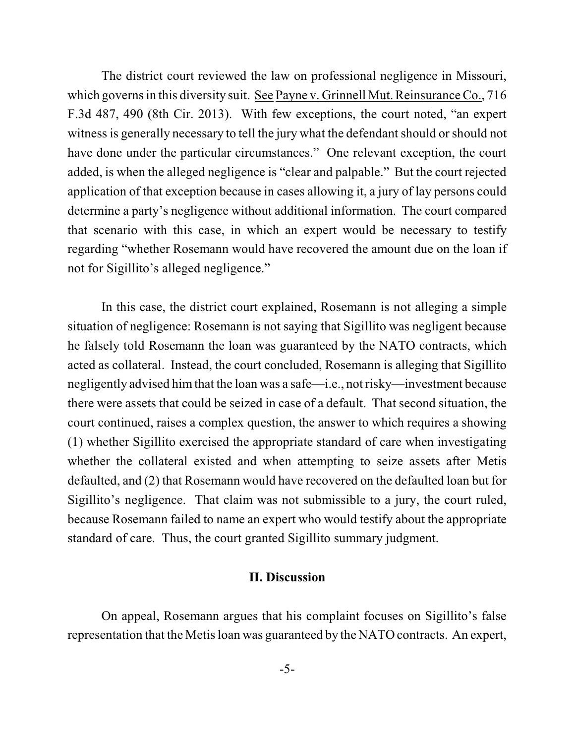The district court reviewed the law on professional negligence in Missouri, which governs in this diversity suit. See Payne v. Grinnell Mut. Reinsurance Co., 716 F.3d 487, 490 (8th Cir. 2013). With few exceptions, the court noted, "an expert witness is generally necessary to tell the jury what the defendant should or should not have done under the particular circumstances." One relevant exception, the court added, is when the alleged negligence is "clear and palpable." But the court rejected application of that exception because in cases allowing it, a jury of lay persons could determine a party's negligence without additional information. The court compared that scenario with this case, in which an expert would be necessary to testify regarding "whether Rosemann would have recovered the amount due on the loan if not for Sigillito's alleged negligence."

In this case, the district court explained, Rosemann is not alleging a simple situation of negligence: Rosemann is not saying that Sigillito was negligent because he falsely told Rosemann the loan was guaranteed by the NATO contracts, which acted as collateral. Instead, the court concluded, Rosemann is alleging that Sigillito negligently advised him that the loan was a safe—i.e., not risky—investment because there were assets that could be seized in case of a default. That second situation, the court continued, raises a complex question, the answer to which requires a showing (1) whether Sigillito exercised the appropriate standard of care when investigating whether the collateral existed and when attempting to seize assets after Metis defaulted, and (2) that Rosemann would have recovered on the defaulted loan but for Sigillito's negligence. That claim was not submissible to a jury, the court ruled, because Rosemann failed to name an expert who would testify about the appropriate standard of care. Thus, the court granted Sigillito summary judgment.

## II. Discussion

On appeal, Rosemann argues that his complaint focuses on Sigillito's false representation that the Metis loan was guaranteed by the NATO contracts. An expert,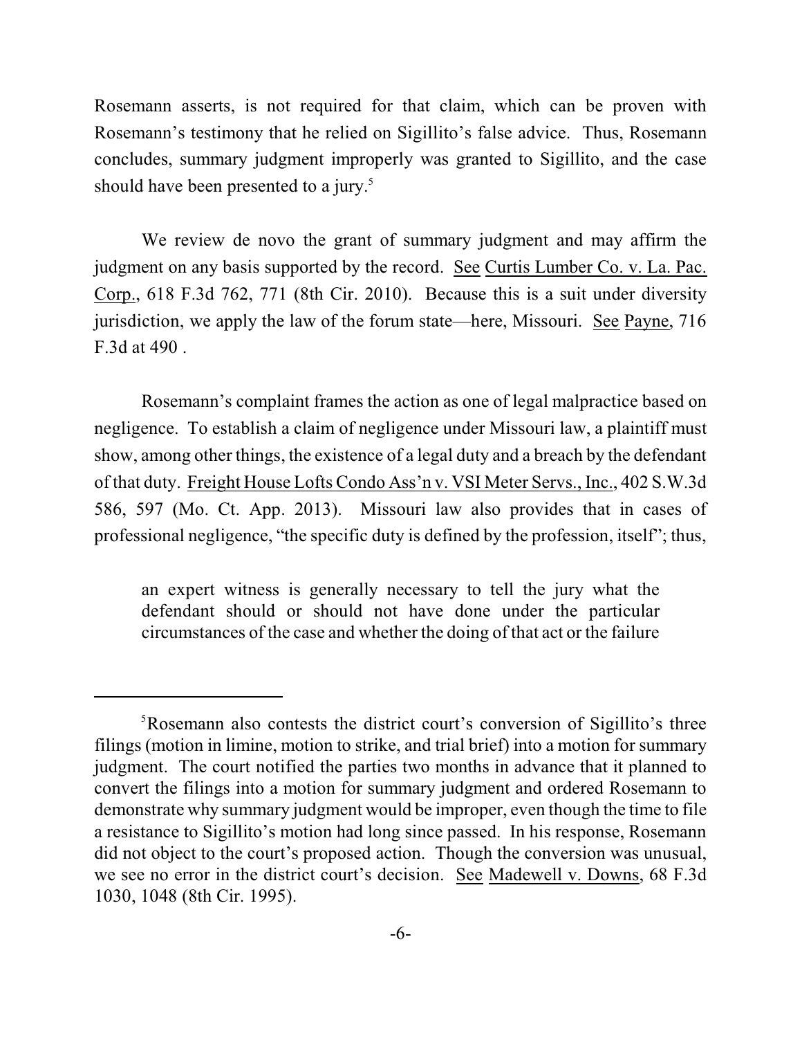Rosemann asserts, is not required for that claim, which can be proven with Rosemann's testimony that he relied on Sigillito's false advice. Thus, Rosemann concludes, summary judgment improperly was granted to Sigillito, and the case should have been presented to a jury.[5]

We review de novo the grant of summary judgment and may affirm the judgment on any basis supported by the record. See Curtis Lumber Co. v. La. Pac. Corp., 618 F.3d 762, 771 (8th Cir. 2010). Because this is a suit under diversity jurisdiction, we apply the law of the forum state—here, Missouri. See Payne, 716 F.3d at 490 .

Rosemann's complaint frames the action as one of legal malpractice based on negligence. To establish a claim of negligence under Missouri law, a plaintiff must show, among other things, the existence of a legal duty and a breach by the defendant of that duty. Freight House Lofts Condo Ass'n v. VSI Meter Servs., Inc., 402 S.W.3d 586, 597 (Mo. Ct. App. 2013). Missouri law also provides that in cases of professional negligence, "the specific duty is defined by the profession, itself"; thus,

> an expert witness is generally necessary to tell the jury what the defendant should or should not have done under the particular circumstances of the case and whether the doing of that act or the failure

---

[5]Rosemann also contests the district court's conversion of Sigillito's three filings (motion in limine, motion to strike, and trial brief) into a motion for summary judgment. The court notified the parties two months in advance that it planned to convert the filings into a motion for summary judgment and ordered Rosemann to demonstrate why summary judgment would be improper, even though the time to file a resistance to Sigillito's motion had long since passed. In his response, Rosemann did not object to the court's proposed action. Though the conversion was unusual, we see no error in the district court's decision. See Madewell v. Downs, 68 F.3d 1030, 1048 (8th Cir. 1995).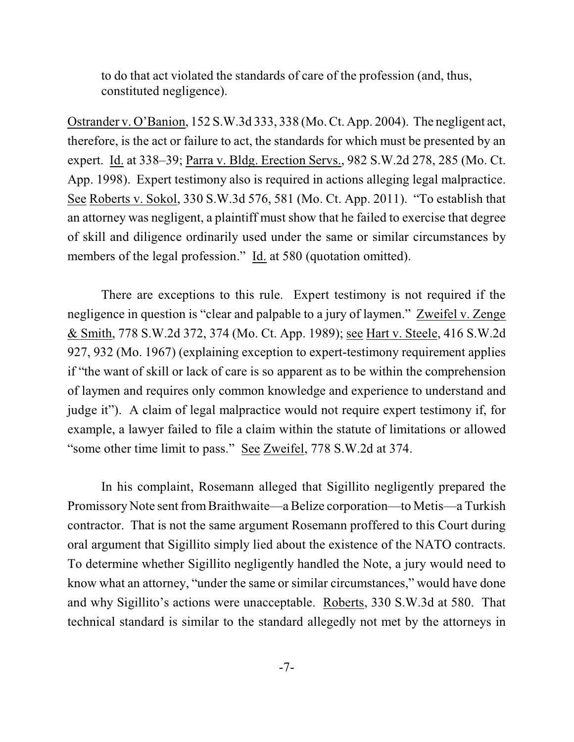to do that act violated the standards of care of the profession (and, thus, constituted negligence).

Ostrander v. O'Banion, 152 S.W.3d 333, 338 (Mo. Ct. App. 2004). The negligent act, therefore, is the act or failure to act, the standards for which must be presented by an expert. Id. at 338–39; Parra v. Bldg. Erection Servs., 982 S.W.2d 278, 285 (Mo. Ct. App. 1998). Expert testimony also is required in actions alleging legal malpractice. See Roberts v. Sokol, 330 S.W.3d 576, 581 (Mo. Ct. App. 2011). "To establish that an attorney was negligent, a plaintiff must show that he failed to exercise that degree of skill and diligence ordinarily used under the same or similar circumstances by members of the legal profession." Id. at 580 (quotation omitted).

There are exceptions to this rule. Expert testimony is not required if the negligence in question is "clear and palpable to a jury of laymen." Zweifel v. Zenge & Smith, 778 S.W.2d 372, 374 (Mo. Ct. App. 1989); see Hart v. Steele, 416 S.W.2d 927, 932 (Mo. 1967) (explaining exception to expert-testimony requirement applies if "the want of skill or lack of care is so apparent as to be within the comprehension of laymen and requires only common knowledge and experience to understand and judge it"). A claim of legal malpractice would not require expert testimony if, for example, a lawyer failed to file a claim within the statute of limitations or allowed "some other time limit to pass." See Zweifel, 778 S.W.2d at 374.

In his complaint, Rosemann alleged that Sigillito negligently prepared the Promissory Note sent from Braithwaite—a Belize corporation—to Metis—a Turkish contractor. That is not the same argument Rosemann proffered to this Court during oral argument that Sigillito simply lied about the existence of the NATO contracts. To determine whether Sigillito negligently handled the Note, a jury would need to know what an attorney, "under the same or similar circumstances," would have done and why Sigillito's actions were unacceptable. Roberts, 330 S.W.3d at 580. That technical standard is similar to the standard allegedly not met by the attorneys in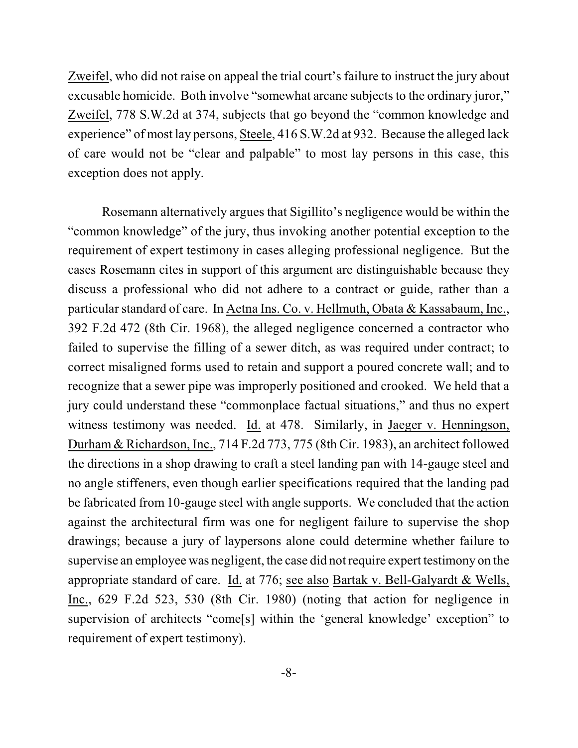Zweifel, who did not raise on appeal the trial court's failure to instruct the jury about excusable homicide. Both involve "somewhat arcane subjects to the ordinary juror," Zweifel, 778 S.W.2d at 374, subjects that go beyond the "common knowledge and experience" of most lay persons, Steele, 416 S.W.2d at 932. Because the alleged lack of care would not be "clear and palpable" to most lay persons in this case, this exception does not apply.

Rosemann alternatively argues that Sigillito's negligence would be within the "common knowledge" of the jury, thus invoking another potential exception to the requirement of expert testimony in cases alleging professional negligence. But the cases Rosemann cites in support of this argument are distinguishable because they discuss a professional who did not adhere to a contract or guide, rather than a particular standard of care. In Aetna Ins. Co. v. Hellmuth, Obata & Kassabaum, Inc., 392 F.2d 472 (8th Cir. 1968), the alleged negligence concerned a contractor who failed to supervise the filling of a sewer ditch, as was required under contract; to correct misaligned forms used to retain and support a poured concrete wall; and to recognize that a sewer pipe was improperly positioned and crooked. We held that a jury could understand these "commonplace factual situations," and thus no expert witness testimony was needed. Id. at 478. Similarly, in Jaeger v. Henningson, Durham & Richardson, Inc., 714 F.2d 773, 775 (8th Cir. 1983), an architect followed the directions in a shop drawing to craft a steel landing pan with 14-gauge steel and no angle stiffeners, even though earlier specifications required that the landing pad be fabricated from 10-gauge steel with angle supports. We concluded that the action against the architectural firm was one for negligent failure to supervise the shop drawings; because a jury of laypersons alone could determine whether failure to supervise an employee was negligent, the case did not require expert testimony on the appropriate standard of care. Id. at 776; see also Bartak v. Bell-Galyardt & Wells, Inc., 629 F.2d 523, 530 (8th Cir. 1980) (noting that action for negligence in supervision of architects "come[s] within the 'general knowledge' exception" to requirement of expert testimony).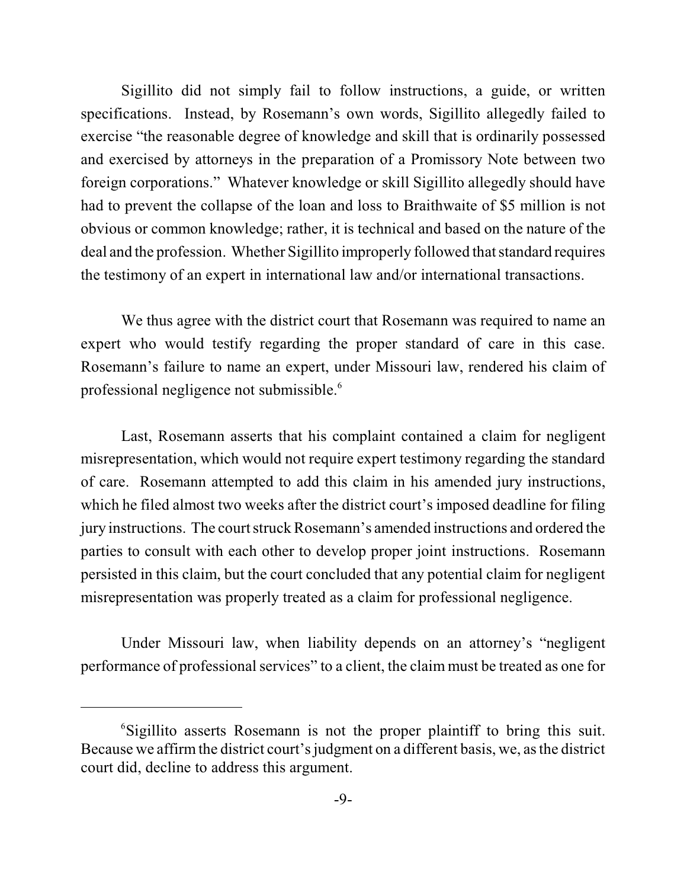Sigillito did not simply fail to follow instructions, a guide, or written specifications. Instead, by Rosemann's own words, Sigillito allegedly failed to exercise "the reasonable degree of knowledge and skill that is ordinarily possessed and exercised by attorneys in the preparation of a Promissory Note between two foreign corporations." Whatever knowledge or skill Sigillito allegedly should have had to prevent the collapse of the loan and loss to Braithwaite of $5 million is not obvious or common knowledge; rather, it is technical and based on the nature of the deal and the profession. Whether Sigillito improperly followed that standard requires the testimony of an expert in international law and/or international transactions.

We thus agree with the district court that Rosemann was required to name an expert who would testify regarding the proper standard of care in this case. Rosemann's failure to name an expert, under Missouri law, rendered his claim of professional negligence not submissible.[6]

Last, Rosemann asserts that his complaint contained a claim for negligent misrepresentation, which would not require expert testimony regarding the standard of care. Rosemann attempted to add this claim in his amended jury instructions, which he filed almost two weeks after the district court's imposed deadline for filing jury instructions. The court struck Rosemann's amended instructions and ordered the parties to consult with each other to develop proper joint instructions. Rosemann persisted in this claim, but the court concluded that any potential claim for negligent misrepresentation was properly treated as a claim for professional negligence.

Under Missouri law, when liability depends on an attorney's "negligent performance of professional services" to a client, the claim must be treated as one for

---

[6] Sigillito asserts Rosemann is not the proper plaintiff to bring this suit. Because we affirm the district court's judgment on a different basis, we, as the district court did, decline to address this argument.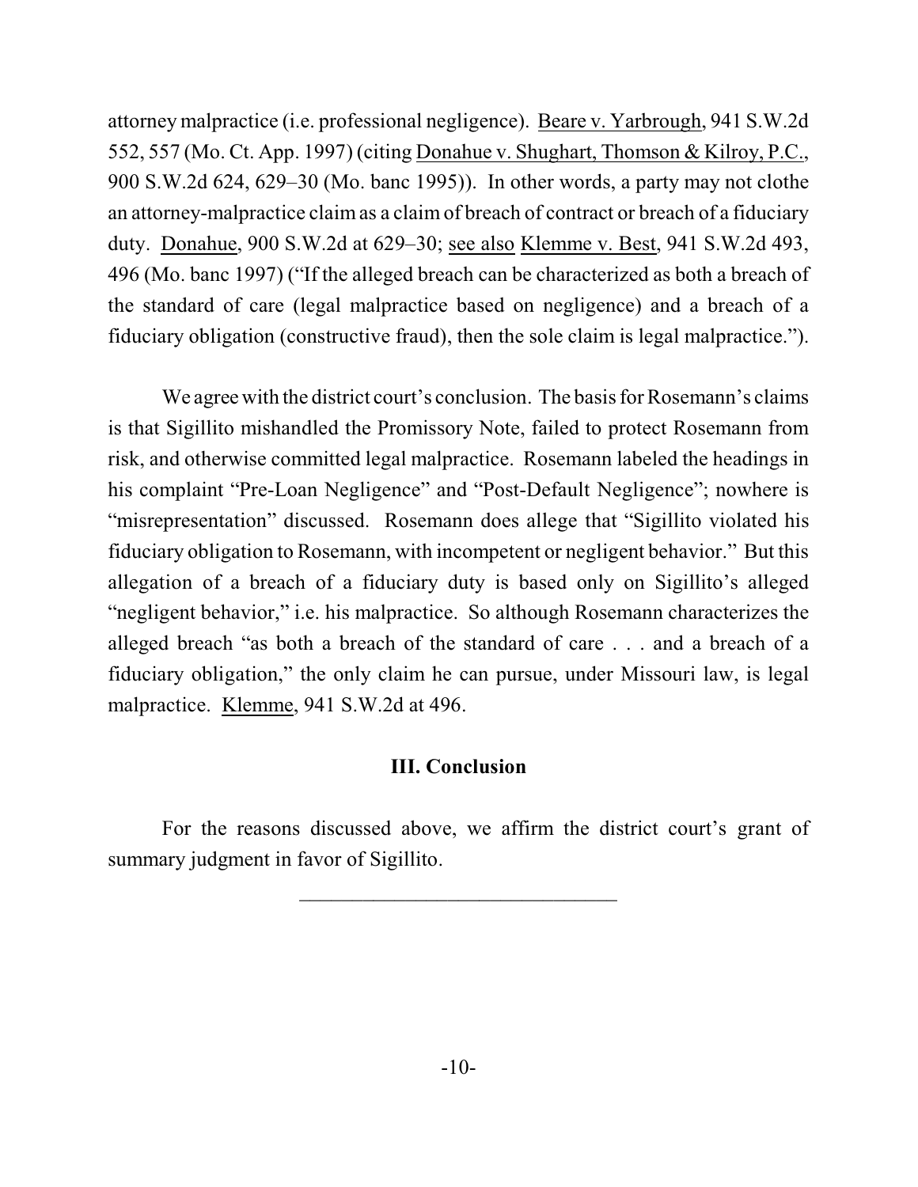attorney malpractice (i.e. professional negligence). Beare v. Yarbrough, 941 S.W.2d 552, 557 (Mo. Ct. App. 1997) (citing Donahue v. Shughart, Thomson & Kilroy, P.C., 900 S.W.2d 624, 629–30 (Mo. banc 1995)). In other words, a party may not clothe an attorney-malpractice claim as a claim of breach of contract or breach of a fiduciary duty. Donahue, 900 S.W.2d at 629–30; see also Klemme v. Best, 941 S.W.2d 493, 496 (Mo. banc 1997) ("If the alleged breach can be characterized as both a breach of the standard of care (legal malpractice based on negligence) and a breach of a fiduciary obligation (constructive fraud), then the sole claim is legal malpractice.").

We agree with the district court's conclusion. The basis for Rosemann's claims is that Sigillito mishandled the Promissory Note, failed to protect Rosemann from risk, and otherwise committed legal malpractice. Rosemann labeled the headings in his complaint "Pre-Loan Negligence" and "Post-Default Negligence"; nowhere is "misrepresentation" discussed. Rosemann does allege that "Sigillito violated his fiduciary obligation to Rosemann, with incompetent or negligent behavior." But this allegation of a breach of a fiduciary duty is based only on Sigillito's alleged "negligent behavior," i.e. his malpractice. So although Rosemann characterizes the alleged breach "as both a breach of the standard of care . . . and a breach of a fiduciary obligation," the only claim he can pursue, under Missouri law, is legal malpractice. Klemme, 941 S.W.2d at 496.

### III. Conclusion

For the reasons discussed above, we affirm the district court's grant of summary judgment in favor of Sigillito.

______________________________